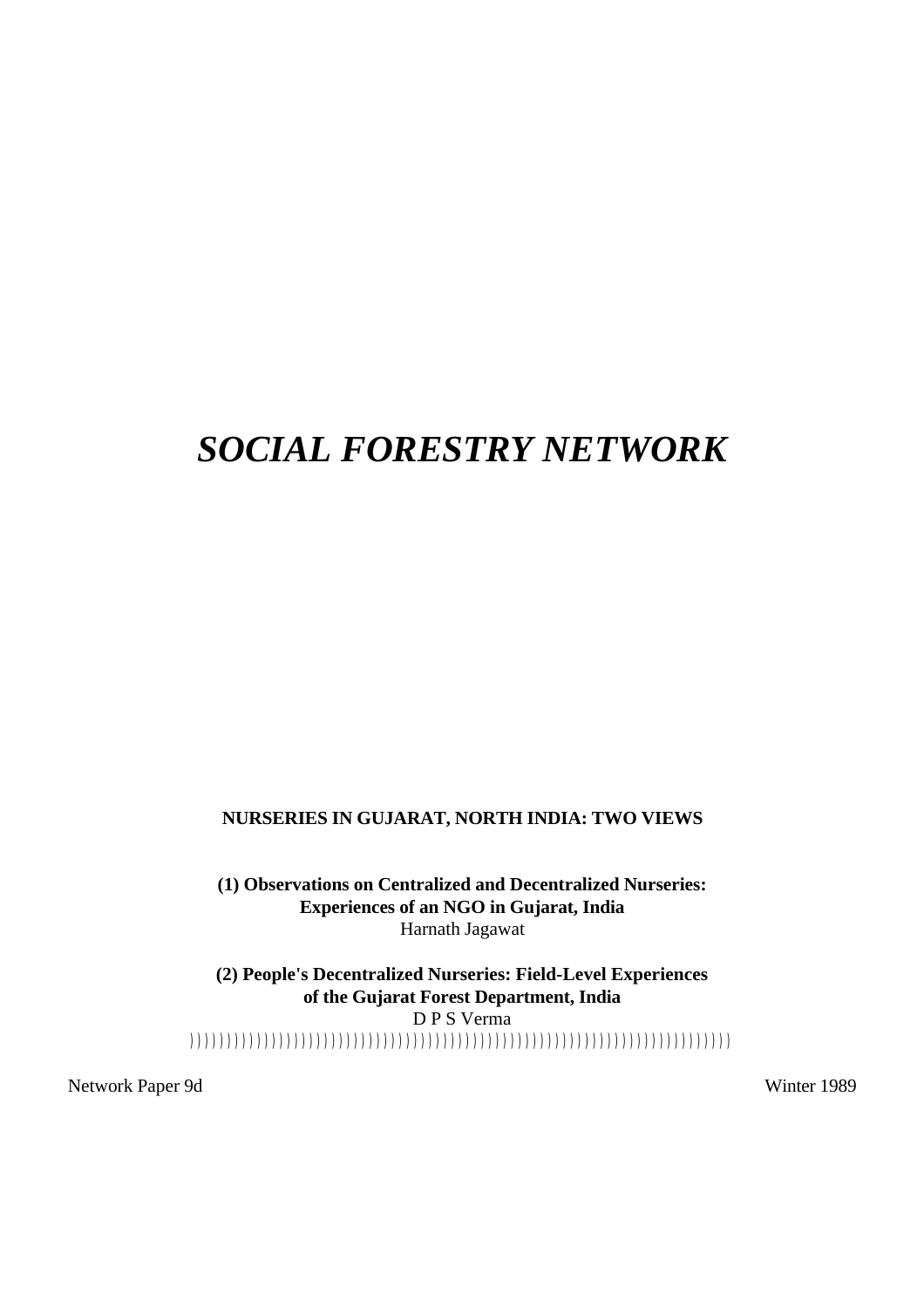# *SOCIAL FORESTRY NETWORK*

**NURSERIES IN GUJARAT, NORTH INDIA: TWO VIEWS**

**(1) Observations on Centralized and Decentralized Nurseries: Experiences of an NGO in Gujarat, India**
Harnath Jagawat

**(2) People's Decentralized Nurseries: Field-Level Experiences of the Gujarat Forest Department, India**
D P S Verma

Network Paper 9d

Winter 1989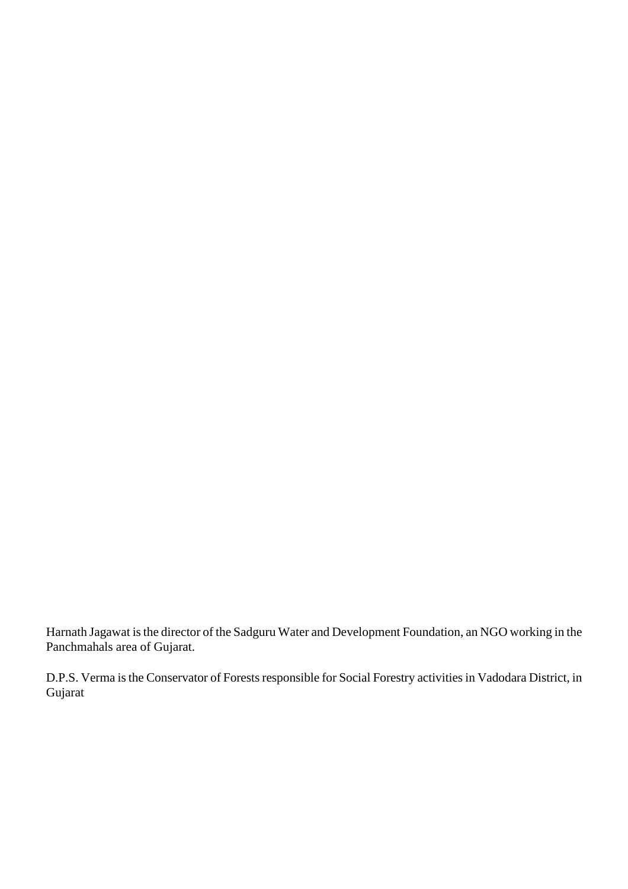Harnath Jagawat is the director of the Sadguru Water and Development Foundation, an NGO working in the Panchmahals area of Gujarat.

D.P.S. Verma is the Conservator of Forests responsible for Social Forestry activities in Vadodara District, in Gujarat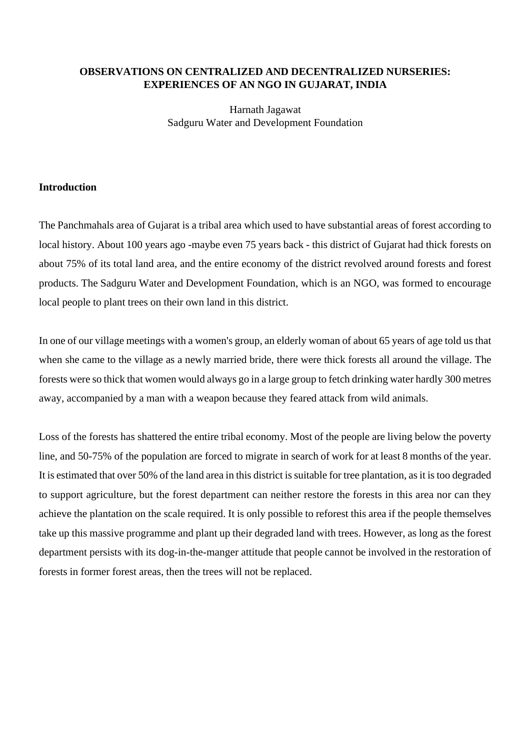# OBSERVATIONS ON CENTRALIZED AND DECENTRALIZED NURSERIES: EXPERIENCES OF AN NGO IN GUJARAT, INDIA

Harnath Jagawat
Sadguru Water and Development Foundation

## Introduction

The Panchmahals area of Gujarat is a tribal area which used to have substantial areas of forest according to local history. About 100 years ago -maybe even 75 years back - this district of Gujarat had thick forests on about 75% of its total land area, and the entire economy of the district revolved around forests and forest products. The Sadguru Water and Development Foundation, which is an NGO, was formed to encourage local people to plant trees on their own land in this district.

In one of our village meetings with a women's group, an elderly woman of about 65 years of age told us that when she came to the village as a newly married bride, there were thick forests all around the village. The forests were so thick that women would always go in a large group to fetch drinking water hardly 300 metres away, accompanied by a man with a weapon because they feared attack from wild animals.

Loss of the forests has shattered the entire tribal economy. Most of the people are living below the poverty line, and 50-75% of the population are forced to migrate in search of work for at least 8 months of the year. It is estimated that over 50% of the land area in this district is suitable for tree plantation, as it is too degraded to support agriculture, but the forest department can neither restore the forests in this area nor can they achieve the plantation on the scale required. It is only possible to reforest this area if the people themselves take up this massive programme and plant up their degraded land with trees. However, as long as the forest department persists with its dog-in-the-manger attitude that people cannot be involved in the restoration of forests in former forest areas, then the trees will not be replaced.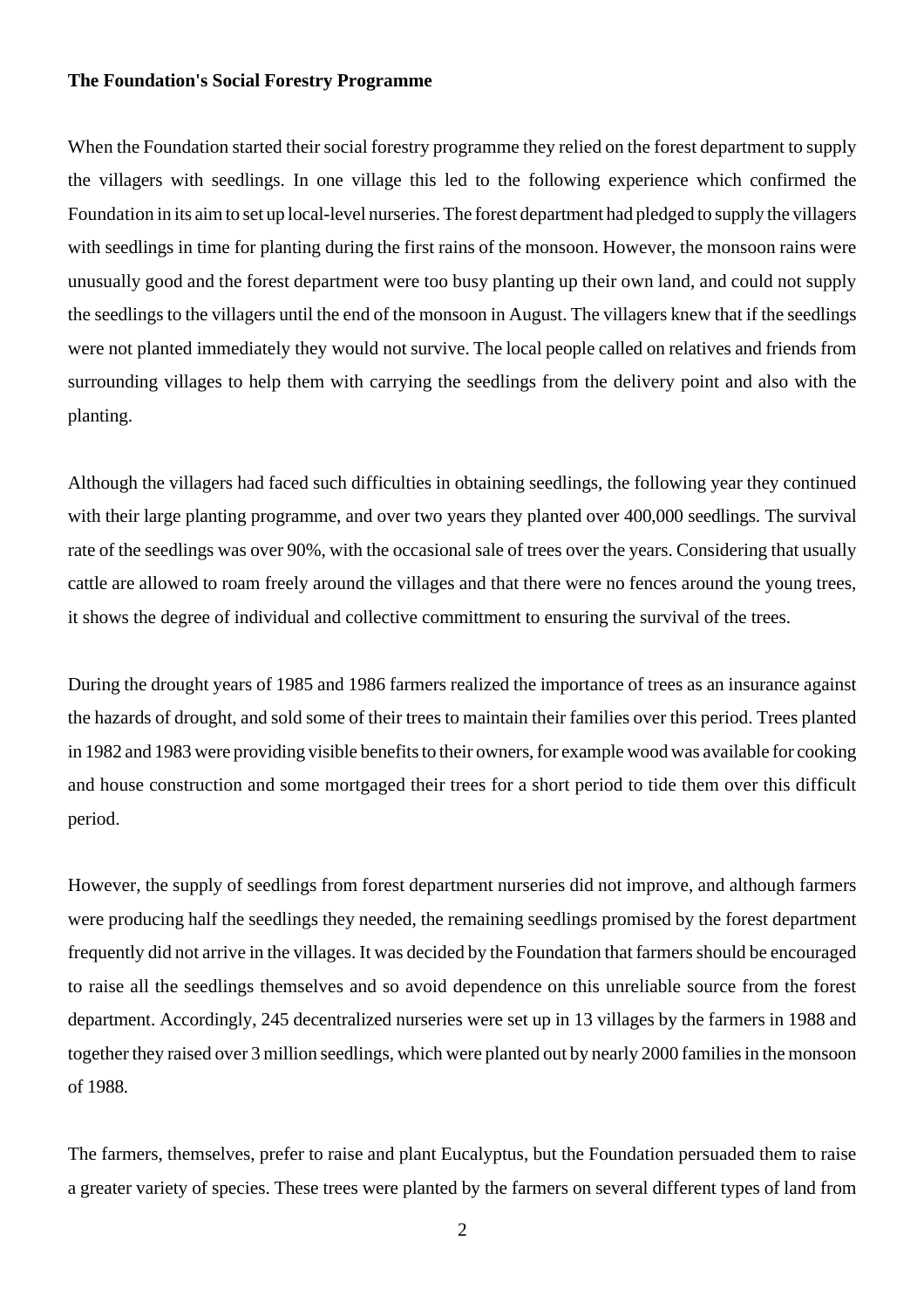**The Foundation's Social Forestry Programme**

When the Foundation started their social forestry programme they relied on the forest department to supply the villagers with seedlings. In one village this led to the following experience which confirmed the Foundation in its aim to set up local-level nurseries. The forest department had pledged to supply the villagers with seedlings in time for planting during the first rains of the monsoon. However, the monsoon rains were unusually good and the forest department were too busy planting up their own land, and could not supply the seedlings to the villagers until the end of the monsoon in August. The villagers knew that if the seedlings were not planted immediately they would not survive. The local people called on relatives and friends from surrounding villages to help them with carrying the seedlings from the delivery point and also with the planting.

Although the villagers had faced such difficulties in obtaining seedlings, the following year they continued with their large planting programme, and over two years they planted over 400,000 seedlings. The survival rate of the seedlings was over 90%, with the occasional sale of trees over the years. Considering that usually cattle are allowed to roam freely around the villages and that there were no fences around the young trees, it shows the degree of individual and collective committment to ensuring the survival of the trees.

During the drought years of 1985 and 1986 farmers realized the importance of trees as an insurance against the hazards of drought, and sold some of their trees to maintain their families over this period. Trees planted in 1982 and 1983 were providing visible benefits to their owners, for example wood was available for cooking and house construction and some mortgaged their trees for a short period to tide them over this difficult period.

However, the supply of seedlings from forest department nurseries did not improve, and although farmers were producing half the seedlings they needed, the remaining seedlings promised by the forest department frequently did not arrive in the villages. It was decided by the Foundation that farmers should be encouraged to raise all the seedlings themselves and so avoid dependence on this unreliable source from the forest department. Accordingly, 245 decentralized nurseries were set up in 13 villages by the farmers in 1988 and together they raised over 3 million seedlings, which were planted out by nearly 2000 families in the monsoon of 1988.

The farmers, themselves, prefer to raise and plant Eucalyptus, but the Foundation persuaded them to raise a greater variety of species. These trees were planted by the farmers on several different types of land from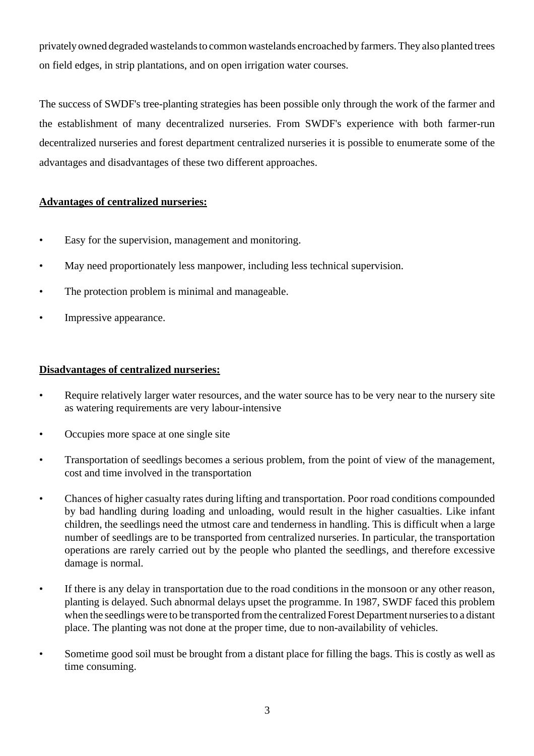privately owned degraded wastelands to common wastelands encroached by farmers. They also planted trees on field edges, in strip plantations, and on open irrigation water courses.

The success of SWDF's tree-planting strategies has been possible only through the work of the farmer and the establishment of many decentralized nurseries. From SWDF's experience with both farmer-run decentralized nurseries and forest department centralized nurseries it is possible to enumerate some of the advantages and disadvantages of these two different approaches.

**Advantages of centralized nurseries:**

- Easy for the supervision, management and monitoring.
- May need proportionately less manpower, including less technical supervision.
- The protection problem is minimal and manageable.
- Impressive appearance.

**Disadvantages of centralized nurseries:**

- Require relatively larger water resources, and the water source has to be very near to the nursery site as watering requirements are very labour-intensive
- Occupies more space at one single site
- Transportation of seedlings becomes a serious problem, from the point of view of the management, cost and time involved in the transportation
- Chances of higher casualty rates during lifting and transportation. Poor road conditions compounded by bad handling during loading and unloading, would result in the higher casualties. Like infant children, the seedlings need the utmost care and tenderness in handling. This is difficult when a large number of seedlings are to be transported from centralized nurseries. In particular, the transportation operations are rarely carried out by the people who planted the seedlings, and therefore excessive damage is normal.
- If there is any delay in transportation due to the road conditions in the monsoon or any other reason, planting is delayed. Such abnormal delays upset the programme. In 1987, SWDF faced this problem when the seedlings were to be transported from the centralized Forest Department nurseries to a distant place. The planting was not done at the proper time, due to non-availability of vehicles.
- Sometime good soil must be brought from a distant place for filling the bags. This is costly as well as time consuming.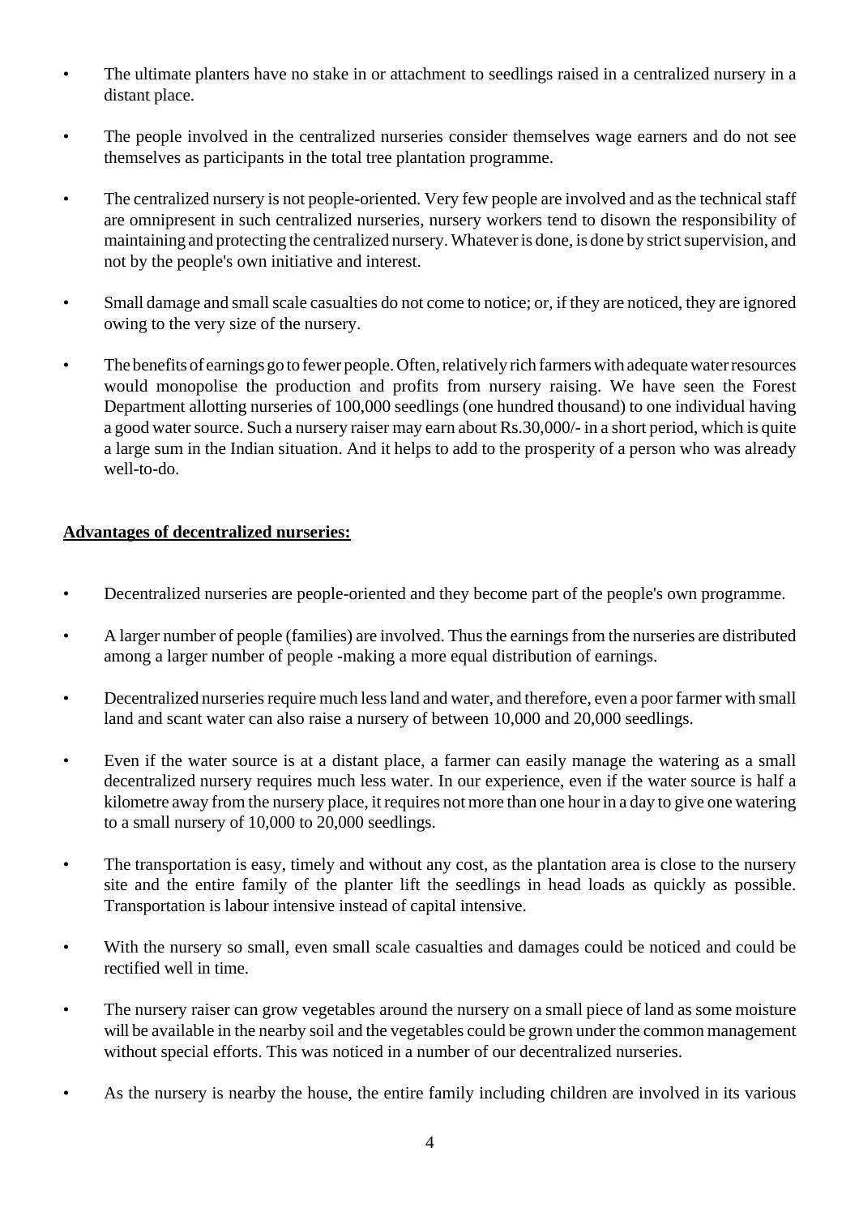- The ultimate planters have no stake in or attachment to seedlings raised in a centralized nursery in a distant place.

- The people involved in the centralized nurseries consider themselves wage earners and do not see themselves as participants in the total tree plantation programme.

- The centralized nursery is not people-oriented. Very few people are involved and as the technical staff are omnipresent in such centralized nurseries, nursery workers tend to disown the responsibility of maintaining and protecting the centralized nursery. Whatever is done, is done by strict supervision, and not by the people's own initiative and interest.

- Small damage and small scale casualties do not come to notice; or, if they are noticed, they are ignored owing to the very size of the nursery.

- The benefits of earnings go to fewer people. Often, relatively rich farmers with adequate water resources would monopolise the production and profits from nursery raising. We have seen the Forest Department allotting nurseries of 100,000 seedlings (one hundred thousand) to one individual having a good water source. Such a nursery raiser may earn about Rs.30,000/- in a short period, which is quite a large sum in the Indian situation. And it helps to add to the prosperity of a person who was already well-to-do.

**Advantages of decentralized nurseries:**

- Decentralized nurseries are people-oriented and they become part of the people's own programme.

- A larger number of people (families) are involved. Thus the earnings from the nurseries are distributed among a larger number of people -making a more equal distribution of earnings.

- Decentralized nurseries require much less land and water, and therefore, even a poor farmer with small land and scant water can also raise a nursery of between 10,000 and 20,000 seedlings.

- Even if the water source is at a distant place, a farmer can easily manage the watering as a small decentralized nursery requires much less water. In our experience, even if the water source is half a kilometre away from the nursery place, it requires not more than one hour in a day to give one watering to a small nursery of 10,000 to 20,000 seedlings.

- The transportation is easy, timely and without any cost, as the plantation area is close to the nursery site and the entire family of the planter lift the seedlings in head loads as quickly as possible. Transportation is labour intensive instead of capital intensive.

- With the nursery so small, even small scale casualties and damages could be noticed and could be rectified well in time.

- The nursery raiser can grow vegetables around the nursery on a small piece of land as some moisture will be available in the nearby soil and the vegetables could be grown under the common management without special efforts. This was noticed in a number of our decentralized nurseries.

- As the nursery is nearby the house, the entire family including children are involved in its various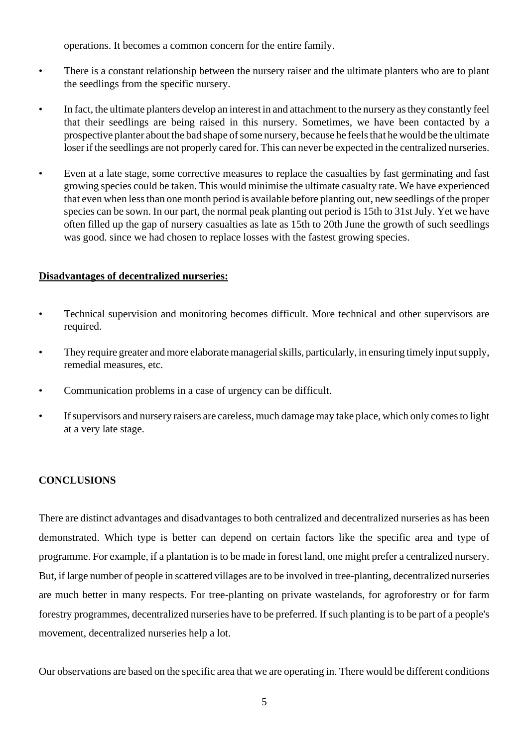operations. It becomes a common concern for the entire family.

- There is a constant relationship between the nursery raiser and the ultimate planters who are to plant the seedlings from the specific nursery.
- In fact, the ultimate planters develop an interest in and attachment to the nursery as they constantly feel that their seedlings are being raised in this nursery. Sometimes, we have been contacted by a prospective planter about the bad shape of some nursery, because he feels that he would be the ultimate loser if the seedlings are not properly cared for. This can never be expected in the centralized nurseries.
- Even at a late stage, some corrective measures to replace the casualties by fast germinating and fast growing species could be taken. This would minimise the ultimate casualty rate. We have experienced that even when less than one month period is available before planting out, new seedlings of the proper species can be sown. In our part, the normal peak planting out period is 15th to 31st July. Yet we have often filled up the gap of nursery casualties as late as 15th to 20th June the growth of such seedlings was good. since we had chosen to replace losses with the fastest growing species.

**<u>Disadvantages of decentralized nurseries:</u>**

- Technical supervision and monitoring becomes difficult. More technical and other supervisors are required.
- They require greater and more elaborate managerial skills, particularly, in ensuring timely input supply, remedial measures, etc.
- Communication problems in a case of urgency can be difficult.
- If supervisors and nursery raisers are careless, much damage may take place, which only comes to light at a very late stage.

## CONCLUSIONS

There are distinct advantages and disadvantages to both centralized and decentralized nurseries as has been demonstrated. Which type is better can depend on certain factors like the specific area and type of programme. For example, if a plantation is to be made in forest land, one might prefer a centralized nursery. But, if large number of people in scattered villages are to be involved in tree-planting, decentralized nurseries are much better in many respects. For tree-planting on private wastelands, for agroforestry or for farm forestry programmes, decentralized nurseries have to be preferred. If such planting is to be part of a people's movement, decentralized nurseries help a lot.

Our observations are based on the specific area that we are operating in. There would be different conditions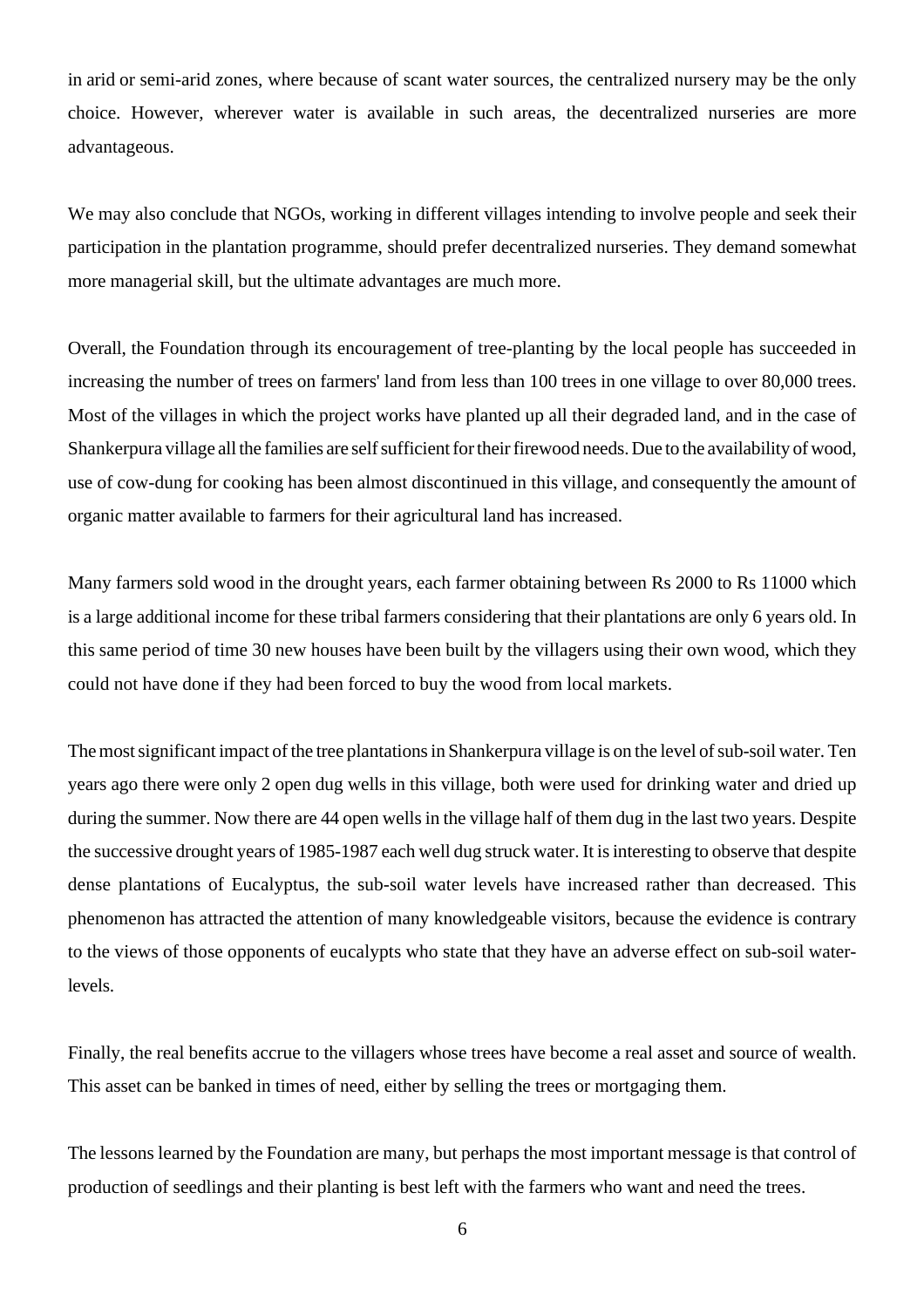in arid or semi-arid zones, where because of scant water sources, the centralized nursery may be the only choice. However, wherever water is available in such areas, the decentralized nurseries are more advantageous.

We may also conclude that NGOs, working in different villages intending to involve people and seek their participation in the plantation programme, should prefer decentralized nurseries. They demand somewhat more managerial skill, but the ultimate advantages are much more.

Overall, the Foundation through its encouragement of tree-planting by the local people has succeeded in increasing the number of trees on farmers' land from less than 100 trees in one village to over 80,000 trees. Most of the villages in which the project works have planted up all their degraded land, and in the case of Shankerpura village all the families are self sufficient for their firewood needs. Due to the availability of wood, use of cow-dung for cooking has been almost discontinued in this village, and consequently the amount of organic matter available to farmers for their agricultural land has increased.

Many farmers sold wood in the drought years, each farmer obtaining between Rs 2000 to Rs 11000 which is a large additional income for these tribal farmers considering that their plantations are only 6 years old. In this same period of time 30 new houses have been built by the villagers using their own wood, which they could not have done if they had been forced to buy the wood from local markets.

The most significant impact of the tree plantations in Shankerpura village is on the level of sub-soil water. Ten years ago there were only 2 open dug wells in this village, both were used for drinking water and dried up during the summer. Now there are 44 open wells in the village half of them dug in the last two years. Despite the successive drought years of 1985-1987 each well dug struck water. It is interesting to observe that despite dense plantations of Eucalyptus, the sub-soil water levels have increased rather than decreased. This phenomenon has attracted the attention of many knowledgeable visitors, because the evidence is contrary to the views of those opponents of eucalypts who state that they have an adverse effect on sub-soil water-levels.

Finally, the real benefits accrue to the villagers whose trees have become a real asset and source of wealth. This asset can be banked in times of need, either by selling the trees or mortgaging them.

The lessons learned by the Foundation are many, but perhaps the most important message is that control of production of seedlings and their planting is best left with the farmers who want and need the trees.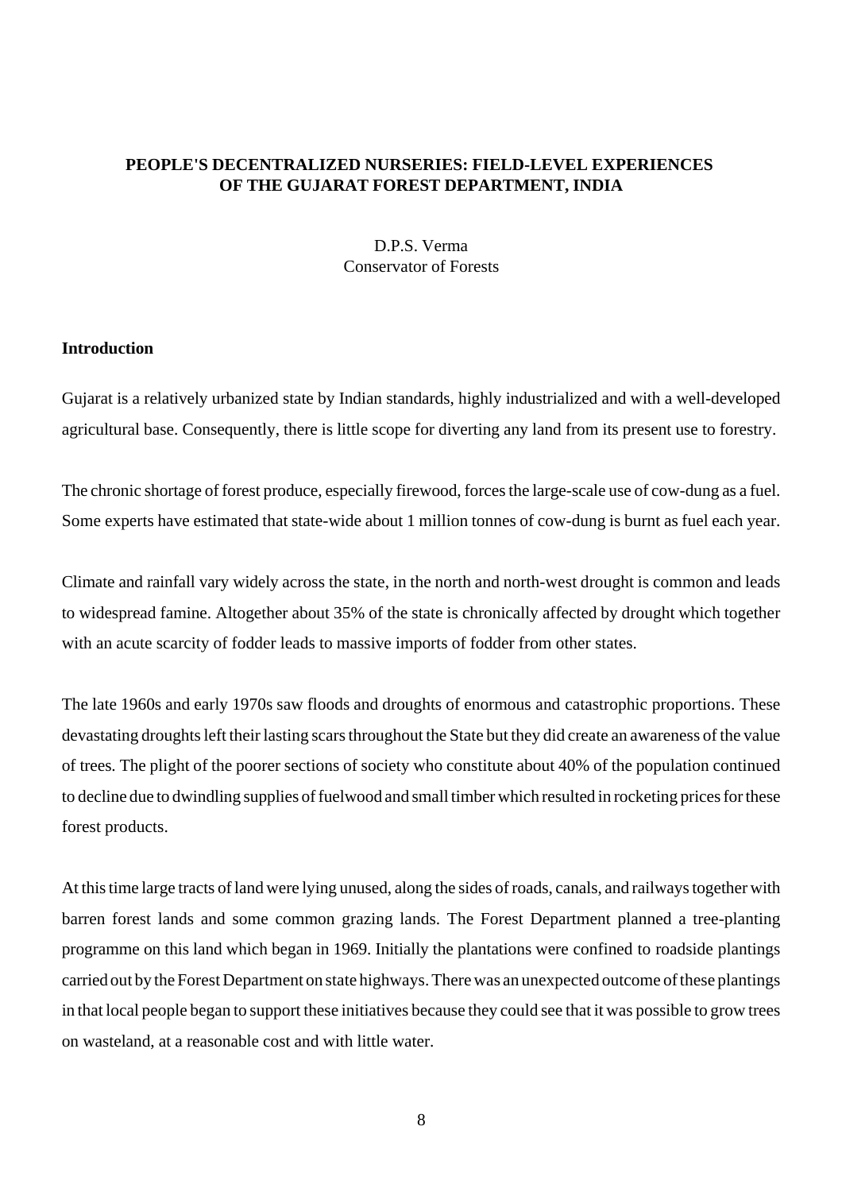# PEOPLE'S DECENTRALIZED NURSERIES: FIELD-LEVEL EXPERIENCES OF THE GUJARAT FOREST DEPARTMENT, INDIA

D.P.S. Verma
Conservator of Forests

## Introduction

Gujarat is a relatively urbanized state by Indian standards, highly industrialized and with a well-developed agricultural base. Consequently, there is little scope for diverting any land from its present use to forestry.

The chronic shortage of forest produce, especially firewood, forces the large-scale use of cow-dung as a fuel. Some experts have estimated that state-wide about 1 million tonnes of cow-dung is burnt as fuel each year.

Climate and rainfall vary widely across the state, in the north and north-west drought is common and leads to widespread famine. Altogether about 35% of the state is chronically affected by drought which together with an acute scarcity of fodder leads to massive imports of fodder from other states.

The late 1960s and early 1970s saw floods and droughts of enormous and catastrophic proportions. These devastating droughts left their lasting scars throughout the State but they did create an awareness of the value of trees. The plight of the poorer sections of society who constitute about 40% of the population continued to decline due to dwindling supplies of fuelwood and small timber which resulted in rocketing prices for these forest products.

At this time large tracts of land were lying unused, along the sides of roads, canals, and railways together with barren forest lands and some common grazing lands. The Forest Department planned a tree-planting programme on this land which began in 1969. Initially the plantations were confined to roadside plantings carried out by the Forest Department on state highways. There was an unexpected outcome of these plantings in that local people began to support these initiatives because they could see that it was possible to grow trees on wasteland, at a reasonable cost and with little water.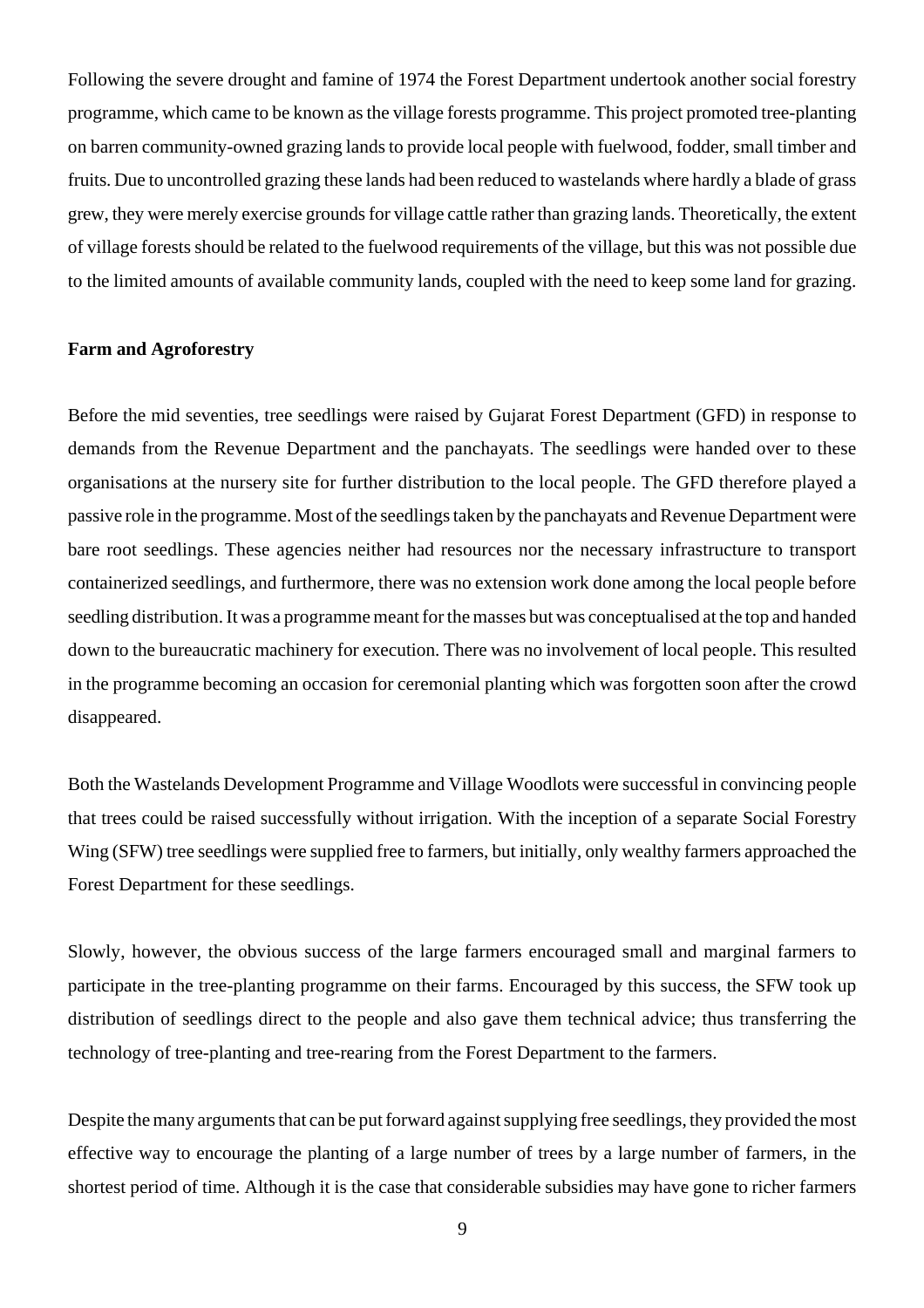Following the severe drought and famine of 1974 the Forest Department undertook another social forestry programme, which came to be known as the village forests programme. This project promoted tree-planting on barren community-owned grazing lands to provide local people with fuelwood, fodder, small timber and fruits. Due to uncontrolled grazing these lands had been reduced to wastelands where hardly a blade of grass grew, they were merely exercise grounds for village cattle rather than grazing lands. Theoretically, the extent of village forests should be related to the fuelwood requirements of the village, but this was not possible due to the limited amounts of available community lands, coupled with the need to keep some land for grazing.

**Farm and Agroforestry**

Before the mid seventies, tree seedlings were raised by Gujarat Forest Department (GFD) in response to demands from the Revenue Department and the panchayats. The seedlings were handed over to these organisations at the nursery site for further distribution to the local people. The GFD therefore played a passive role in the programme. Most of the seedlings taken by the panchayats and Revenue Department were bare root seedlings. These agencies neither had resources nor the necessary infrastructure to transport containerized seedlings, and furthermore, there was no extension work done among the local people before seedling distribution. It was a programme meant for the masses but was conceptualised at the top and handed down to the bureaucratic machinery for execution. There was no involvement of local people. This resulted in the programme becoming an occasion for ceremonial planting which was forgotten soon after the crowd disappeared.

Both the Wastelands Development Programme and Village Woodlots were successful in convincing people that trees could be raised successfully without irrigation. With the inception of a separate Social Forestry Wing (SFW) tree seedlings were supplied free to farmers, but initially, only wealthy farmers approached the Forest Department for these seedlings.

Slowly, however, the obvious success of the large farmers encouraged small and marginal farmers to participate in the tree-planting programme on their farms. Encouraged by this success, the SFW took up distribution of seedlings direct to the people and also gave them technical advice; thus transferring the technology of tree-planting and tree-rearing from the Forest Department to the farmers.

Despite the many arguments that can be put forward against supplying free seedlings, they provided the most effective way to encourage the planting of a large number of trees by a large number of farmers, in the shortest period of time. Although it is the case that considerable subsidies may have gone to richer farmers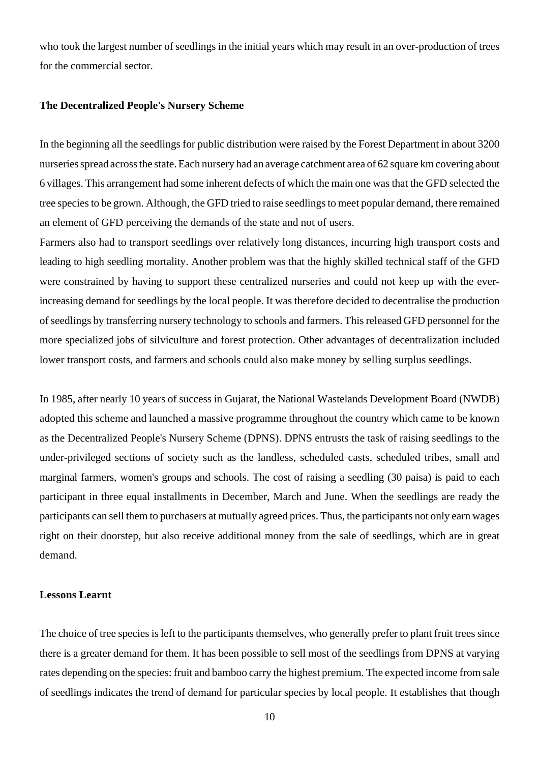who took the largest number of seedlings in the initial years which may result in an over-production of trees for the commercial sector.

**The Decentralized People's Nursery Scheme**

In the beginning all the seedlings for public distribution were raised by the Forest Department in about 3200 nurseries spread across the state. Each nursery had an average catchment area of 62 square km covering about 6 villages. This arrangement had some inherent defects of which the main one was that the GFD selected the tree species to be grown. Although, the GFD tried to raise seedlings to meet popular demand, there remained an element of GFD perceiving the demands of the state and not of users.

Farmers also had to transport seedlings over relatively long distances, incurring high transport costs and leading to high seedling mortality. Another problem was that the highly skilled technical staff of the GFD were constrained by having to support these centralized nurseries and could not keep up with the ever-increasing demand for seedlings by the local people. It was therefore decided to decentralise the production of seedlings by transferring nursery technology to schools and farmers. This released GFD personnel for the more specialized jobs of silviculture and forest protection. Other advantages of decentralization included lower transport costs, and farmers and schools could also make money by selling surplus seedlings.

In 1985, after nearly 10 years of success in Gujarat, the National Wastelands Development Board (NWDB) adopted this scheme and launched a massive programme throughout the country which came to be known as the Decentralized People's Nursery Scheme (DPNS). DPNS entrusts the task of raising seedlings to the under-privileged sections of society such as the landless, scheduled casts, scheduled tribes, small and marginal farmers, women's groups and schools. The cost of raising a seedling (30 paisa) is paid to each participant in three equal installments in December, March and June. When the seedlings are ready the participants can sell them to purchasers at mutually agreed prices. Thus, the participants not only earn wages right on their doorstep, but also receive additional money from the sale of seedlings, which are in great demand.

**Lessons Learnt**

The choice of tree species is left to the participants themselves, who generally prefer to plant fruit trees since there is a greater demand for them. It has been possible to sell most of the seedlings from DPNS at varying rates depending on the species: fruit and bamboo carry the highest premium. The expected income from sale of seedlings indicates the trend of demand for particular species by local people. It establishes that though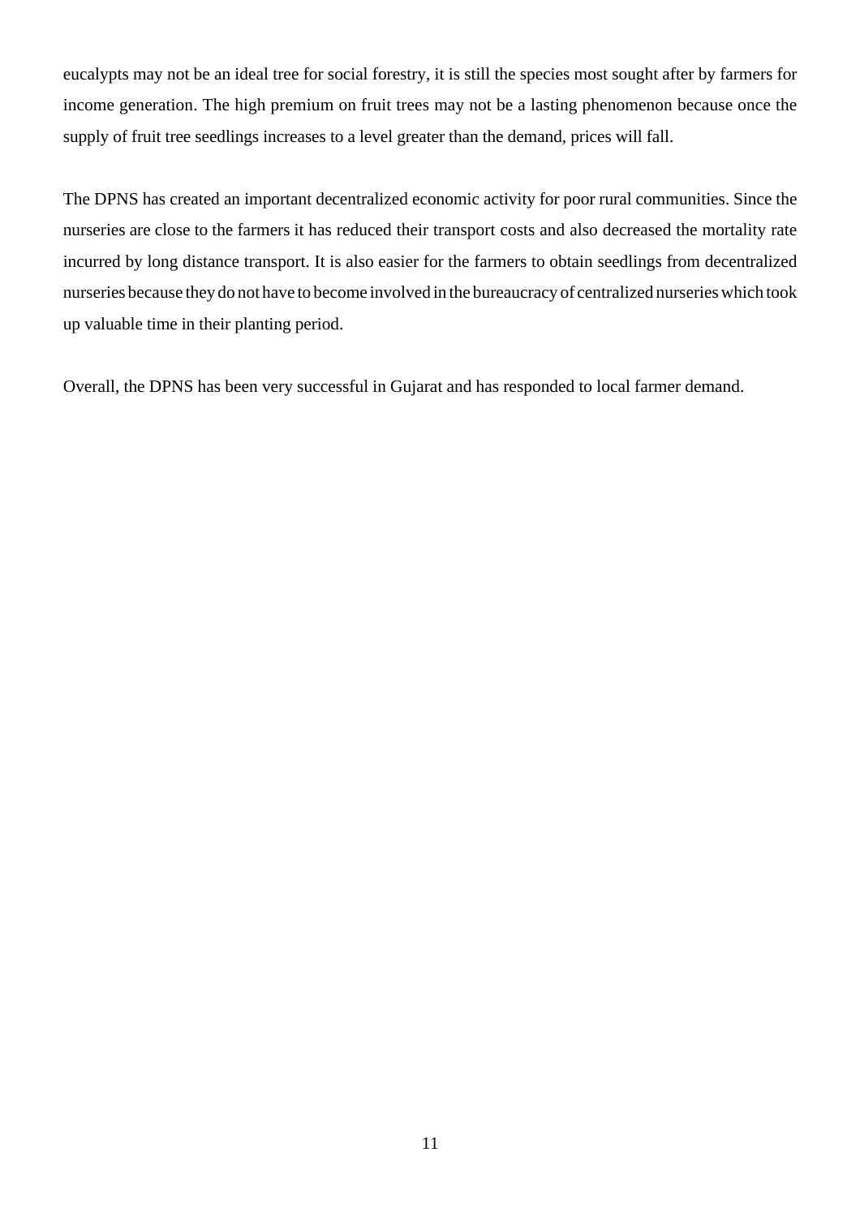eucalypts may not be an ideal tree for social forestry, it is still the species most sought after by farmers for income generation. The high premium on fruit trees may not be a lasting phenomenon because once the supply of fruit tree seedlings increases to a level greater than the demand, prices will fall.

The DPNS has created an important decentralized economic activity for poor rural communities. Since the nurseries are close to the farmers it has reduced their transport costs and also decreased the mortality rate incurred by long distance transport. It is also easier for the farmers to obtain seedlings from decentralized nurseries because they do not have to become involved in the bureaucracy of centralized nurseries which took up valuable time in their planting period.

Overall, the DPNS has been very successful in Gujarat and has responded to local farmer demand.